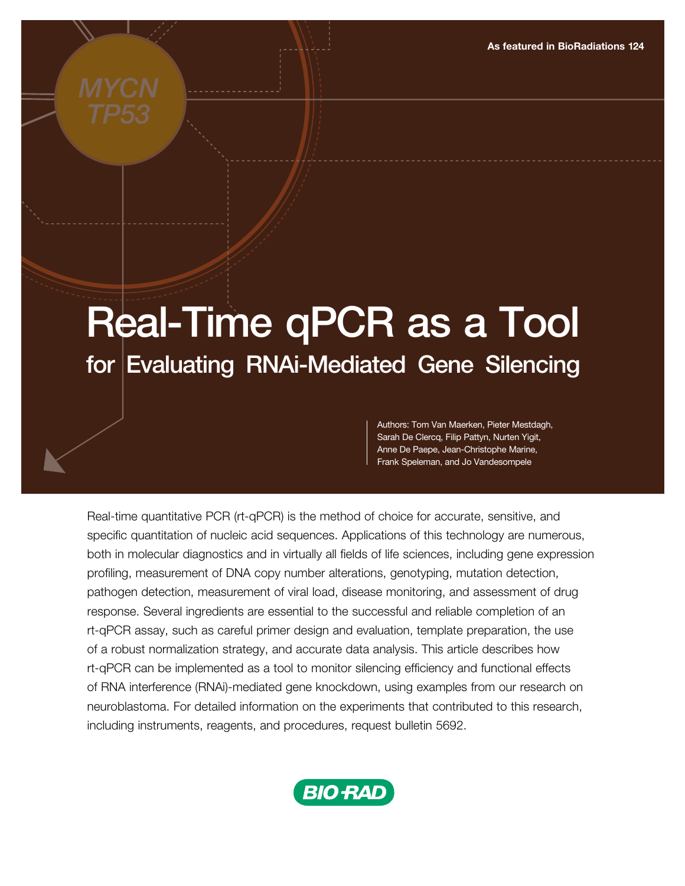As featured in BioRadiations 124

# Real-Time qPCR as a Tool

## for Evaluating RNAi-Mediated Gene Silencing

Authors: Tom Van Maerken, Pieter Mestdagh, Sarah De Clercq, Filip Pattyn, Nurten Yigit, Anne De Paepe, Jean-Christophe Marine, Frank Speleman, and Jo Vandesompele

Real-time quantitative PCR (rt-qPCR) is the method of choice for accurate, sensitive, and specific quantitation of nucleic acid sequences. Applications of this technology are numerous, both in molecular diagnostics and in virtually all fields of life sciences, including gene expression profiling, measurement of DNA copy number alterations, genotyping, mutation detection, pathogen detection, measurement of viral load, disease monitoring, and assessment of drug response. Several ingredients are essential to the successful and reliable completion of an rt-qPCR assay, such as careful primer design and evaluation, template preparation, the use of a robust normalization strategy, and accurate data analysis. This article describes how rt-qPCR can be implemented as a tool to monitor silencing efficiency and functional effects of RNA interference (RNAi)-mediated gene knockdown, using examples from our research on neuroblastoma. For detailed information on the experiments that contributed to this research, including instruments, reagents, and procedures, request bulletin 5692.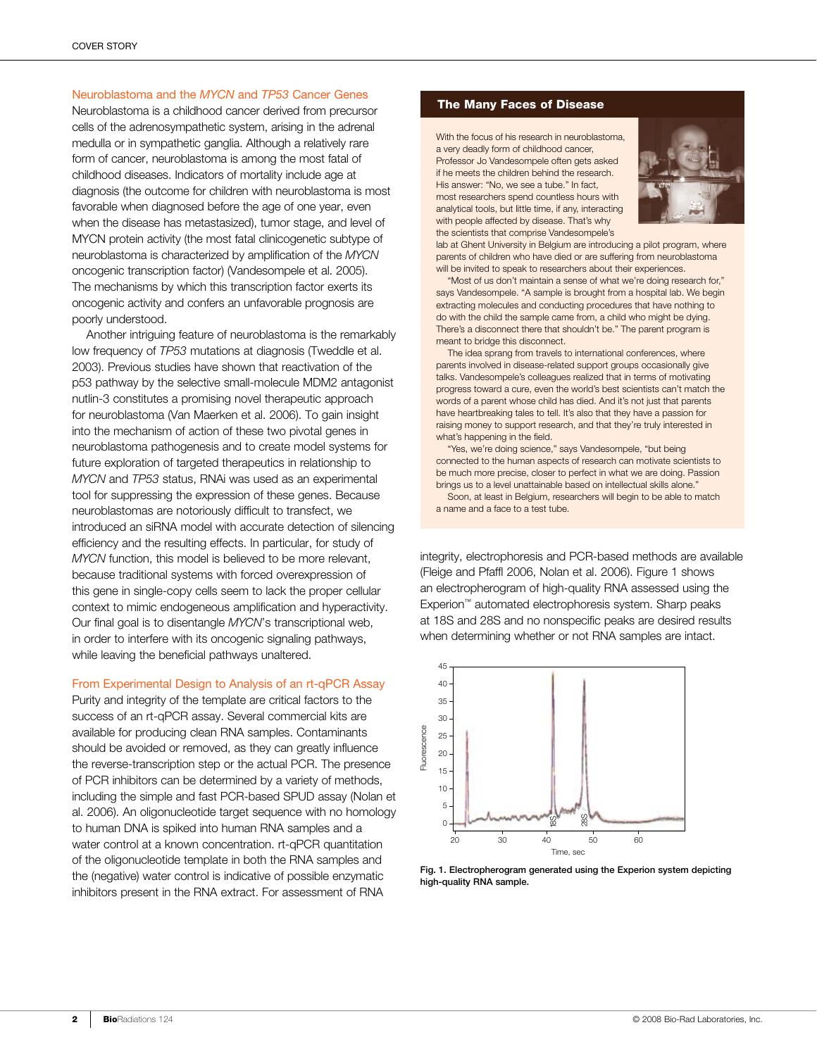## Neuroblastoma and the *MYCN* and *TP53* Cancer Genes

Neuroblastoma is a childhood cancer derived from precursor cells of the adrenosympathetic system, arising in the adrenal medulla or in sympathetic ganglia. Although a relatively rare form of cancer, neuroblastoma is among the most fatal of childhood diseases. Indicators of mortality include age at diagnosis (the outcome for children with neuroblastoma is most favorable when diagnosed before the age of one year, even when the disease has metastasized), tumor stage, and level of MYCN protein activity (the most fatal clinicogenetic subtype of neuroblastoma is characterized by amplification of the *MYCN* oncogenic transcription factor) (Vandesompele et al. 2005). The mechanisms by which this transcription factor exerts its oncogenic activity and confers an unfavorable prognosis are poorly understood.

Another intriguing feature of neuroblastoma is the remarkably low frequency of *TP53* mutations at diagnosis (Tweddle et al. 2003). Previous studies have shown that reactivation of the p53 pathway by the selective small-molecule MDM2 antagonist nutlin-3 constitutes a promising novel therapeutic approach for neuroblastoma (Van Maerken et al. 2006). To gain insight into the mechanism of action of these two pivotal genes in neuroblastoma pathogenesis and to create model systems for future exploration of targeted therapeutics in relationship to *MYCN* and *TP53* status, RNAi was used as an experimental tool for suppressing the expression of these genes. Because neuroblastomas are notoriously difficult to transfect, we introduced an siRNA model with accurate detection of silencing efficiency and the resulting effects. In particular, for study of *MYCN* function, this model is believed to be more relevant, because traditional systems with forced overexpression of this gene in single-copy cells seem to lack the proper cellular context to mimic endogeneous amplification and hyperactivity. Our final goal is to disentangle *MYCN*'s transcriptional web, in order to interfere with its oncogenic signaling pathways, while leaving the beneficial pathways unaltered.

## From Experimental Design to Analysis of an rt-qPCR Assay

Purity and integrity of the template are critical factors to the success of an rt-qPCR assay. Several commercial kits are available for producing clean RNA samples. Contaminants should be avoided or removed, as they can greatly influence the reverse-transcription step or the actual PCR. The presence of PCR inhibitors can be determined by a variety of methods, including the simple and fast PCR-based SPUD assay (Nolan et al. 2006). An oligonucleotide target sequence with no homology to human DNA is spiked into human RNA samples and a water control at a known concentration. rt-qPCR quantitation of the oligonucleotide template in both the RNA samples and the (negative) water control is indicative of possible enzymatic inhibitors present in the RNA extract. For assessment of RNA integrity, electrophoresis and PCR-based methods are available (Fleige and Pfaffl 2006, Nolan et al. 2006). Figure 1 shows an electropherogram of high-quality RNA assessed using the Experion™ automated electrophoresis system. Sharp peaks at 18S and 28S and no nonspecific peaks are desired results when determining whether or not RNA samples are intact.

**Fig. 1. Electropherogram generated using the Experion system depicting high-quality RNA sample.**

### The Many Faces of Disease

With the focus of his research in neuroblastoma, a very deadly form of childhood cancer, Professor Jo Vandesompele often gets asked if he meets the children behind the research. His answer: "No, we see a tube." In fact, most researchers spend countless hours with analytical tools, but little time, if any, interacting with people affected by disease. That's why the scientists that comprise Vandesompele's lab at Ghent University in Belgium are introducing a pilot program, where parents of children who have died or are suffering from neuroblastoma will be invited to speak to researchers about their experiences.

"Most of us don't maintain a sense of what we're doing research for," says Vandesompele. "A sample is brought from a hospital lab. We begin extracting molecules and conducting procedures that have nothing to do with the child the sample came from, a child who might be dying. There's a disconnect there that shouldn't be." The parent program is meant to bridge this disconnect.

The idea sprang from travels to international conferences, where parents involved in disease-related support groups occasionally give talks. Vandesompele's colleagues realized that in terms of motivating progress toward a cure, even the world's best scientists can't match the words of a parent whose child has died. And it's not just that parents have heartbreaking tales to tell. It's also that they have a passion for raising money to support research, and that they're truly interested in what's happening in the field.

"Yes, we're doing science," says Vandesompele, "but being connected to the human aspects of research can motivate scientists to be much more precise, closer to perfect in what we are doing. Passion brings us to a level unattainable based on intellectual skills alone."

Soon, at least in Belgium, researchers will begin to be able to match a name and a face to a test tube.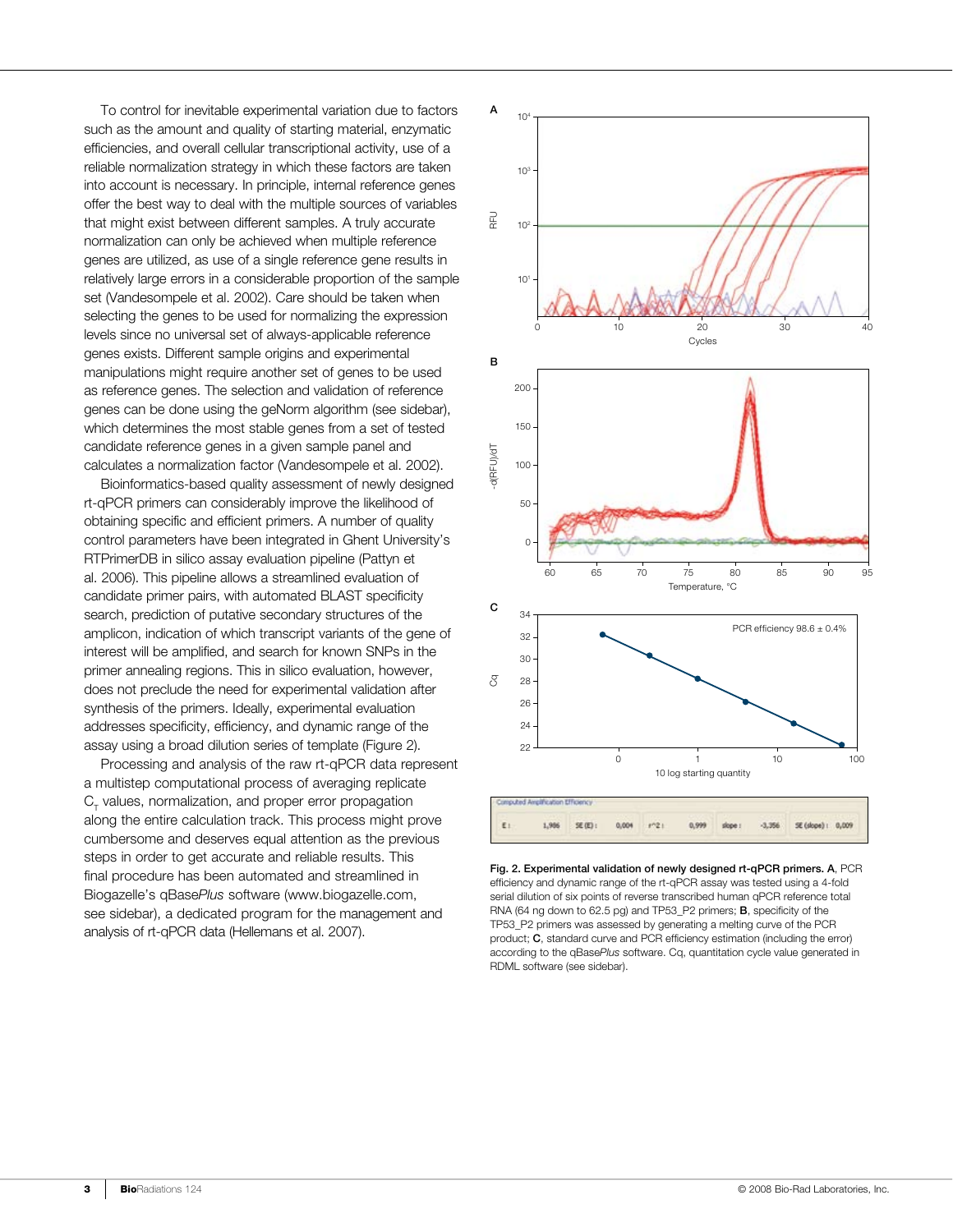To control for inevitable experimental variation due to factors such as the amount and quality of starting material, enzymatic efficiencies, and overall cellular transcriptional activity, use of a reliable normalization strategy in which these factors are taken into account is necessary. In principle, internal reference genes offer the best way to deal with the multiple sources of variables that might exist between different samples. A truly accurate normalization can only be achieved when multiple reference genes are utilized, as use of a single reference gene results in relatively large errors in a considerable proportion of the sample set (Vandesompele et al. 2002). Care should be taken when selecting the genes to be used for normalizing the expression levels since no universal set of always-applicable reference genes exists. Different sample origins and experimental manipulations might require another set of genes to be used as reference genes. The selection and validation of reference genes can be done using the geNorm algorithm (see sidebar), which determines the most stable genes from a set of tested candidate reference genes in a given sample panel and calculates a normalization factor (Vandesompele et al. 2002).

Bioinformatics-based quality assessment of newly designed rt-qPCR primers can considerably improve the likelihood of obtaining specific and efficient primers. A number of quality control parameters have been integrated in Ghent University's RTPrimerDB in silico assay evaluation pipeline (Pattyn et al. 2006). This pipeline allows a streamlined evaluation of candidate primer pairs, with automated BLAST specificity search, prediction of putative secondary structures of the amplicon, indication of which transcript variants of the gene of interest will be amplified, and search for known SNPs in the primer annealing regions. This in silico evaluation, however, does not preclude the need for experimental validation after synthesis of the primers. Ideally, experimental evaluation addresses specificity, efficiency, and dynamic range of the assay using a broad dilution series of template (Figure 2).

Processing and analysis of the raw rt-qPCR data represent a multistep computational process of averaging replicate $C_T$ values, normalization, and proper error propagation along the entire calculation track. This process might prove cumbersome and deserves equal attention as the previous steps in order to get accurate and reliable results. This final procedure has been automated and streamlined in Biogazelle's qBase*Plus* software (www.biogazelle.com, see sidebar), a dedicated program for the management and analysis of rt-qPCR data (Hellemans et al. 2007).

**Fig. 2. Experimental validation of newly designed rt-qPCR primers. A**, PCR efficiency and dynamic range of the rt-qPCR assay was tested using a 4-fold serial dilution of six points of reverse transcribed human qPCR reference total RNA (64 ng down to 62.5 pg) and TP53_P2 primers; **B**, specificity of the TP53_P2 primers was assessed by generating a melting curve of the PCR product; **C**, standard curve and PCR efficiency estimation (including the error) according to the qBase*Plus* software. Cq, quantitation cycle value generated in RDML software (see sidebar).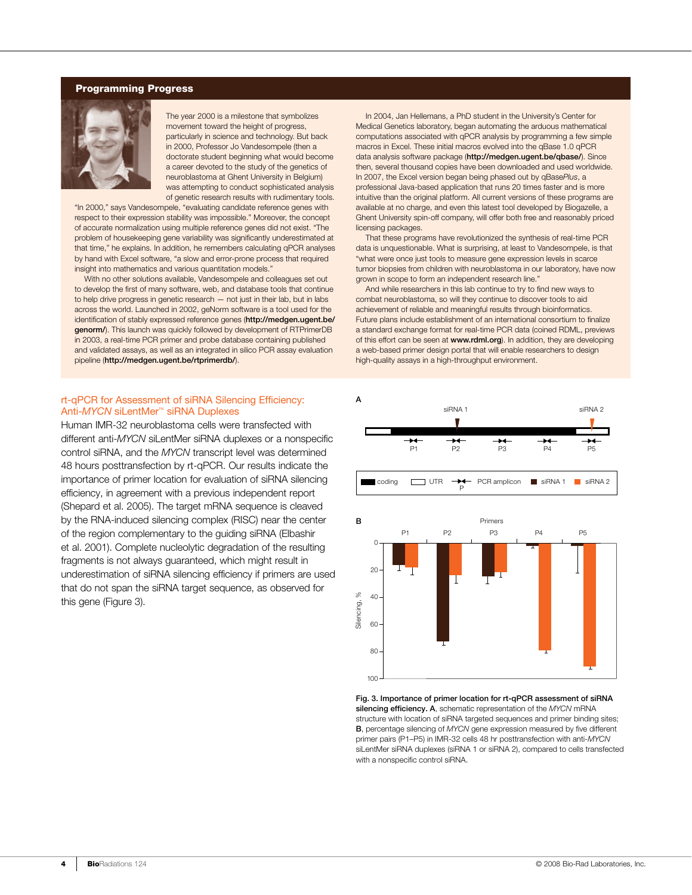## Programming Progress

The year 2000 is a milestone that symbolizes movement toward the height of progress, particularly in science and technology. But back in 2000, Professor Jo Vandesompele (then a doctorate student beginning what would become a career devoted to the study of the genetics of neuroblastoma at Ghent University in Belgium) was attempting to conduct sophisticated analysis of genetic research results with rudimentary tools. "In 2000," says Vandesompele, "evaluating candidate reference genes with respect to their expression stability was impossible." Moreover, the concept of accurate normalization using multiple reference genes did not exist. "The problem of housekeeping gene variability was significantly underestimated at that time," he explains. In addition, he remembers calculating qPCR analyses by hand with Excel software, "a slow and error-prone process that required insight into mathematics and various quantitation models."

With no other solutions available, Vandesompele and colleagues set out to develop the first of many software, web, and database tools that continue to help drive progress in genetic research — not just in their lab, but in labs across the world. Launched in 2002, geNorm software is a tool used for the identification of stably expressed reference genes (**http://medgen.ugent.be/genorm/**). This launch was quickly followed by development of RTPrimerDB in 2003, a real-time PCR primer and probe database containing published and validated assays, as well as an integrated in silico PCR assay evaluation pipeline (**http://medgen.ugent.be/rtprimerdb/**).

In 2004, Jan Hellemans, a PhD student in the University's Center for Medical Genetics laboratory, began automating the arduous mathematical computations associated with qPCR analysis by programming a few simple macros in Excel. These initial macros evolved into the qBase 1.0 qPCR data analysis software package (**http://medgen.ugent.be/qbase/**). Since then, several thousand copies have been downloaded and used worldwide. In 2007, the Excel version began being phased out by qBase*Plus*, a professional Java-based application that runs 20 times faster and is more intuitive than the original platform. All current versions of these programs are available at no charge, and even this latest tool developed by Biogazelle, a Ghent University spin-off company, will offer both free and reasonably priced licensing packages.

That these programs have revolutionized the synthesis of real-time PCR data is unquestionable. What is surprising, at least to Vandesompele, is that "what were once just tools to measure gene expression levels in scarce tumor biopsies from children with neuroblastoma in our laboratory, have now grown in scope to form an independent research line."

And while researchers in this lab continue to try to find new ways to combat neuroblastoma, so will they continue to discover tools to aid achievement of reliable and meaningful results through bioinformatics. Future plans include establishment of an international consortium to finalize a standard exchange format for real-time PCR data (coined RDML, previews of this effort can be seen at **www.rdml.org**). In addition, they are developing a web-based primer design portal that will enable researchers to design high-quality assays in a high-throughput environment.

### rt-qPCR for Assessment of siRNA Silencing Efficiency: Anti-*MYCN* siLentMer™ siRNA Duplexes

Human IMR-32 neuroblastoma cells were transfected with different anti-*MYCN* siLentMer siRNA duplexes or a nonspecific control siRNA, and the *MYCN* transcript level was determined 48 hours posttransfection by rt-qPCR. Our results indicate the importance of primer location for evaluation of siRNA silencing efficiency, in agreement with a previous independent report (Shepard et al. 2005). The target mRNA sequence is cleaved by the RNA-induced silencing complex (RISC) near the center of the region complementary to the guiding siRNA (Elbashir et al. 2001). Complete nucleolytic degradation of the resulting fragments is not always guaranteed, which might result in underestimation of siRNA silencing efficiency if primers are used that do not span the siRNA target sequence, as observed for this gene (Figure 3).

**Fig. 3. Importance of primer location for rt-qPCR assessment of siRNA silencing efficiency. A**, schematic representation of the *MYCN* mRNA structure with location of siRNA targeted sequences and primer binding sites; **B**, percentage silencing of *MYCN* gene expression measured by five different primer pairs (P1–P5) in IMR-32 cells 48 hr posttransfection with anti-*MYCN* siLentMer siRNA duplexes (siRNA 1 or siRNA 2), compared to cells transfected with a nonspecific control siRNA.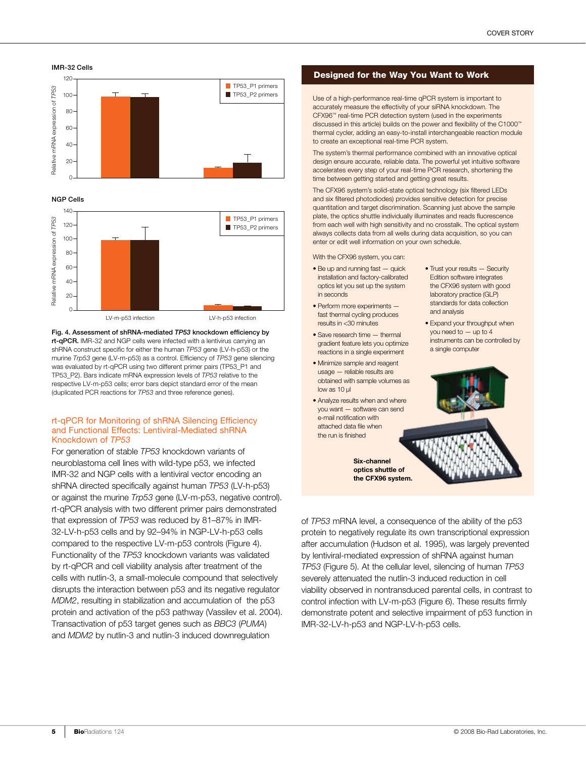IMR-32 Cells

NGP Cells

**Fig. 4. Assessment of shRNA-mediated *TP53* knockdown efficiency by rt-qPCR.** IMR-32 and NGP cells were infected with a lentivirus carrying an shRNA construct specific for either the human *TP53* gene (LV-h-p53) or the murine *Trp53* gene (LV-m-p53) as a control. Efficiency of *TP53* gene silencing was evaluated by rt-qPCR using two different primer pairs (TP53_P1 and TP53_P2). Bars indicate mRNA expression levels of *TP53* relative to the respective LV-m-p53 cells; error bars depict standard error of the mean (duplicated PCR reactions for *TP53* and three reference genes).

## rt-qPCR for Monitoring of shRNA Silencing Efficiency and Functional Effects: Lentiviral-Mediated shRNA Knockdown of *TP53*

For generation of stable *TP53* knockdown variants of neuroblastoma cell lines with wild-type p53, we infected IMR-32 and NGP cells with a lentiviral vector encoding an shRNA directed specifically against human *TP53* (LV-h-p53) or against the murine *Trp53* gene (LV-m-p53, negative control). rt-qPCR analysis with two different primer pairs demonstrated that expression of *TP53* was reduced by 81–87% in IMR-32-LV-h-p53 cells and by 92–94% in NGP-LV-h-p53 cells compared to the respective LV-m-p53 controls (Figure 4). Functionality of the *TP53* knockdown variants was validated by rt-qPCR and cell viability analysis after treatment of the cells with nutlin-3, a small-molecule compound that selectively disrupts the interaction between p53 and its negative regulator *MDM2*, resulting in stabilization and accumulation of the p53 protein and activation of the p53 pathway (Vassilev et al. 2004). Transactivation of p53 target genes such as *BBC3* (*PUMA*) and *MDM2* by nutlin-3 and nutlin-3 induced downregulation of *TP53* mRNA level, a consequence of the ability of the p53 protein to negatively regulate its own transcriptional expression after accumulation (Hudson et al. 1995), was largely prevented by lentiviral-mediated expression of shRNA against human *TP53* (Figure 5). At the cellular level, silencing of human *TP53* severely attenuated the nutlin-3 induced reduction in cell viability observed in nontransduced parental cells, in contrast to control infection with LV-m-p53 (Figure 6). These results firmly demonstrate potent and selective impairment of p53 function in IMR-32-LV-h-p53 and NGP-LV-h-p53 cells.

## Designed for the Way You Want to Work

Use of a high-performance real-time qPCR system is important to accurately measure the effectivity of your siRNA knockdown. The CFX96™ real-time PCR detection system (used in the experiments discussed in this article) builds on the power and flexibility of the C1000™ thermal cycler, adding an easy-to-install interchangeable reaction module to create an exceptional real-time PCR system.

The system's thermal performance combined with an innovative optical design ensure accurate, reliable data. The powerful yet intuitive software accelerates every step of your real-time PCR research, shortening the time between getting started and getting great results.

The CFX96 system's solid-state optical technology (six filtered LEDs and six filtered photodiodes) provides sensitive detection for precise quantitation and target discrimination. Scanning just above the sample plate, the optics shuttle individually illuminates and reads fluorescence from each well with high sensitivity and no crosstalk. The optical system always collects data from all wells during data acquisition, so you can enter or edit well information on your own schedule.

With the CFX96 system, you can:

- Be up and running fast — quick installation and factory-calibrated optics let you set up the system in seconds
- Perform more experiments — fast thermal cycling produces results in <30 minutes
- Save research time — thermal gradient feature lets you optimize reactions in a single experiment
- Minimize sample and reagent usage — reliable results are obtained with sample volumes as low as 10 µl
- Analyze results when and where you want — software can send e-mail notification with attached data file when the run is finished
- Trust your results — Security Edition software integrates the CFX96 system with good laboratory practice (GLP) standards for data collection and analysis
- Expand your throughput when you need to — up to 4 instruments can be controlled by a single computer

**Six-channel optics shuttle of the CFX96 system.**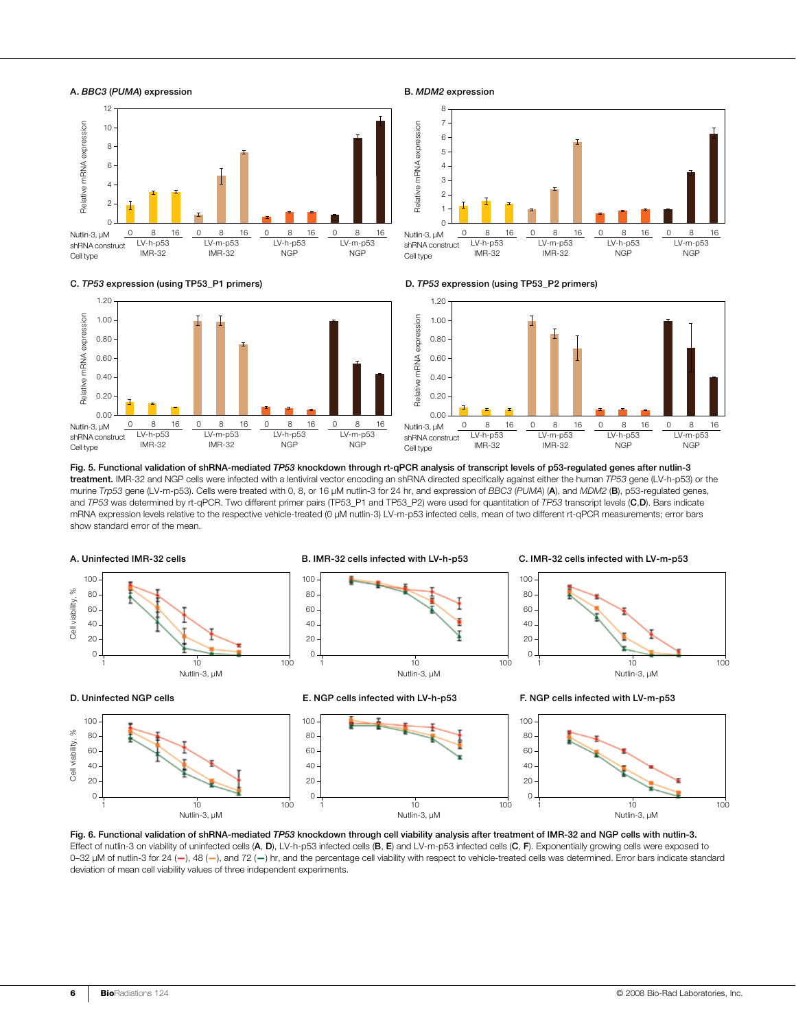**Fig. 5. Functional validation of shRNA-mediated *TP53* knockdown through rt-qPCR analysis of transcript levels of p53-regulated genes after nutlin-3 treatment.** IMR-32 and NGP cells were infected with a lentiviral vector encoding an shRNA directed specifically against either the human *TP53* gene (LV-h-p53) or the murine *Trp53* gene (LV-m-p53). Cells were treated with 0, 8, or 16 µM nutlin-3 for 24 hr, and expression of *BBC3* (*PUMA*) (**A**), and *MDM2* (**B**), p53-regulated genes, and *TP53* was determined by rt-qPCR. Two different primer pairs (TP53_P1 and TP53_P2) were used for quantitation of *TP53* transcript levels (**C**,**D**). Bars indicate mRNA expression levels relative to the respective vehicle-treated (0 µM nutlin-3) LV-m-p53 infected cells, mean of two different rt-qPCR measurements; error bars show standard error of the mean.

**Fig. 6. Functional validation of shRNA-mediated *TP53* knockdown through cell viability analysis after treatment of IMR-32 and NGP cells with nutlin-3.** Effect of nutlin-3 on viability of uninfected cells (**A**, **D**), LV-h-p53 infected cells (**B**, **E**) and LV-m-p53 infected cells (**C**, **F**). Exponentially growing cells were exposed to 0–32 µM of nutlin-3 for 24 (—), 48 (—), and 72 (—) hr, and the percentage cell viability with respect to vehicle-treated cells was determined. Error bars indicate standard deviation of mean cell viability values of three independent experiments.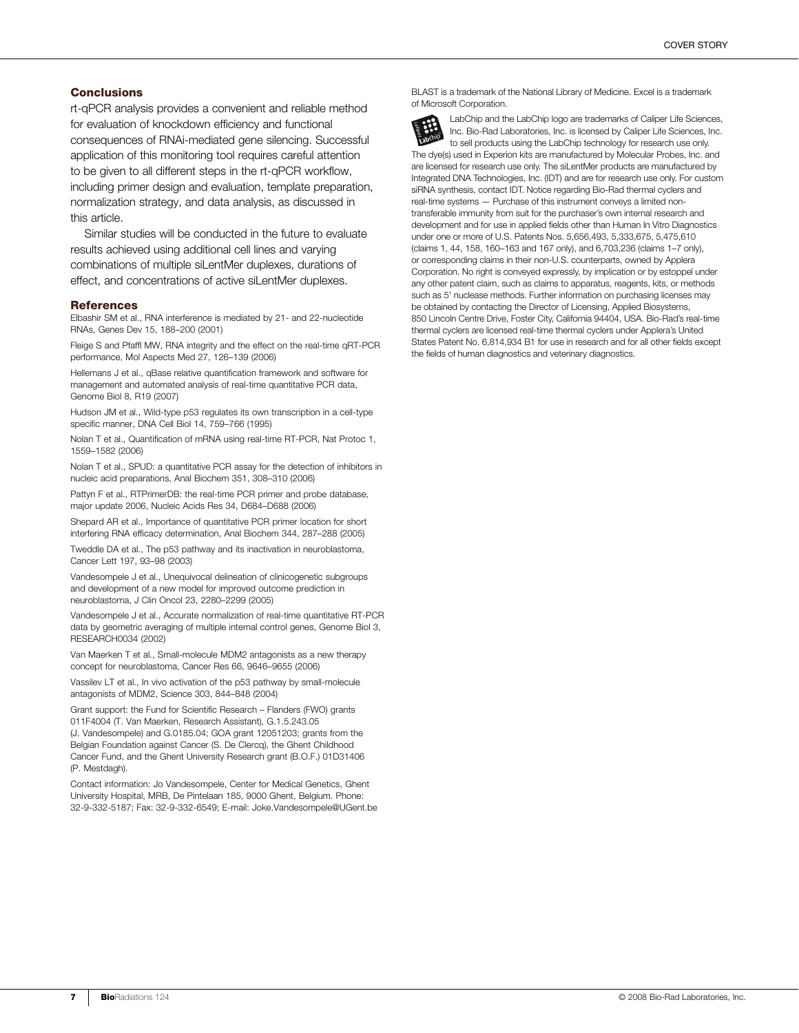## Conclusions

rt-qPCR analysis provides a convenient and reliable method for evaluation of knockdown efficiency and functional consequences of RNAi-mediated gene silencing. Successful application of this monitoring tool requires careful attention to be given to all different steps in the rt-qPCR workflow, including primer design and evaluation, template preparation, normalization strategy, and data analysis, as discussed in this article.

Similar studies will be conducted in the future to evaluate results achieved using additional cell lines and varying combinations of multiple siLentMer duplexes, durations of effect, and concentrations of active siLentMer duplexes.

## References

Elbashir SM et al., RNA interference is mediated by 21- and 22-nucleotide RNAs, Genes Dev 15, 188–200 (2001)

Fleige S and Pfaffl MW, RNA integrity and the effect on the real-time qRT-PCR performance, Mol Aspects Med 27, 126–139 (2006)

Hellemans J et al., qBase relative quantification framework and software for management and automated analysis of real-time quantitative PCR data, Genome Biol 8, R19 (2007)

Hudson JM et al., Wild-type p53 regulates its own transcription in a cell-type specific manner, DNA Cell Biol 14, 759–766 (1995)

Nolan T et al., Quantification of mRNA using real-time RT-PCR, Nat Protoc 1, 1559–1582 (2006)

Nolan T et al., SPUD: a quantitative PCR assay for the detection of inhibitors in nucleic acid preparations, Anal Biochem 351, 308–310 (2006)

Pattyn F et al., RTPrimerDB: the real-time PCR primer and probe database, major update 2006, Nucleic Acids Res 34, D684–D688 (2006)

Shepard AR et al., Importance of quantitative PCR primer location for short interfering RNA efficacy determination, Anal Biochem 344, 287–288 (2005)

Tweddle DA et al., The p53 pathway and its inactivation in neuroblastoma, Cancer Lett 197, 93–98 (2003)

Vandesompele J et al., Unequivocal delineation of clinicogenetic subgroups and development of a new model for improved outcome prediction in neuroblastoma, J Clin Oncol 23, 2280–2299 (2005)

Vandesompele J et al., Accurate normalization of real-time quantitative RT-PCR data by geometric averaging of multiple internal control genes, Genome Biol 3, RESEARCH0034 (2002)

Van Maerken T et al., Small-molecule MDM2 antagonists as a new therapy concept for neuroblastoma, Cancer Res 66, 9646–9655 (2006)

Vassilev LT et al., In vivo activation of the p53 pathway by small-molecule antagonists of MDM2, Science 303, 844–848 (2004)

Grant support: the Fund for Scientific Research – Flanders (FWO) grants 011F4004 (T. Van Maerken, Research Assistant), G.1.5.243.05 (J. Vandesompele) and G.0185.04; GOA grant 12051203; grants from the Belgian Foundation against Cancer (S. De Clercq), the Ghent Childhood Cancer Fund, and the Ghent University Research grant (B.O.F.) 01D31406 (P. Mestdagh).

Contact information: Jo Vandesompele, Center for Medical Genetics, Ghent University Hospital, MRB, De Pintelaan 185, 9000 Ghent, Belgium. Phone: 32-9-332-5187; Fax: 32-9-332-6549; E-mail: Joke.Vandesompele@UGent.be

BLAST is a trademark of the National Library of Medicine. Excel is a trademark of Microsoft Corporation.

LabChip and the LabChip logo are trademarks of Caliper Life Sciences, Inc. Bio-Rad Laboratories, Inc. is licensed by Caliper Life Sciences, Inc. to sell products using the LabChip technology for research use only. The dye(s) used in Experion kits are manufactured by Molecular Probes, Inc. and are licensed for research use only. The siLentMer products are manufactured by Integrated DNA Technologies, Inc. (IDT) and are for research use only. For custom siRNA synthesis, contact IDT. Notice regarding Bio-Rad thermal cyclers and real-time systems — Purchase of this instrument conveys a limited non-transferable immunity from suit for the purchaser's own internal research and development and for use in applied fields other than Human In Vitro Diagnostics under one or more of U.S. Patents Nos. 5,656,493, 5,333,675, 5,475,610 (claims 1, 44, 158, 160–163 and 167 only), and 6,703,236 (claims 1–7 only), or corresponding claims in their non-U.S. counterparts, owned by Applera Corporation. No right is conveyed expressly, by implication or by estoppel under any other patent claim, such as claims to apparatus, reagents, kits, or methods such as 5' nuclease methods. Further information on purchasing licenses may be obtained by contacting the Director of Licensing, Applied Biosystems, 850 Lincoln Centre Drive, Foster City, California 94404, USA. Bio-Rad's real-time thermal cyclers are licensed real-time thermal cyclers under Applera's United States Patent No. 6,814,934 B1 for use in research and for all other fields except the fields of human diagnostics and veterinary diagnostics.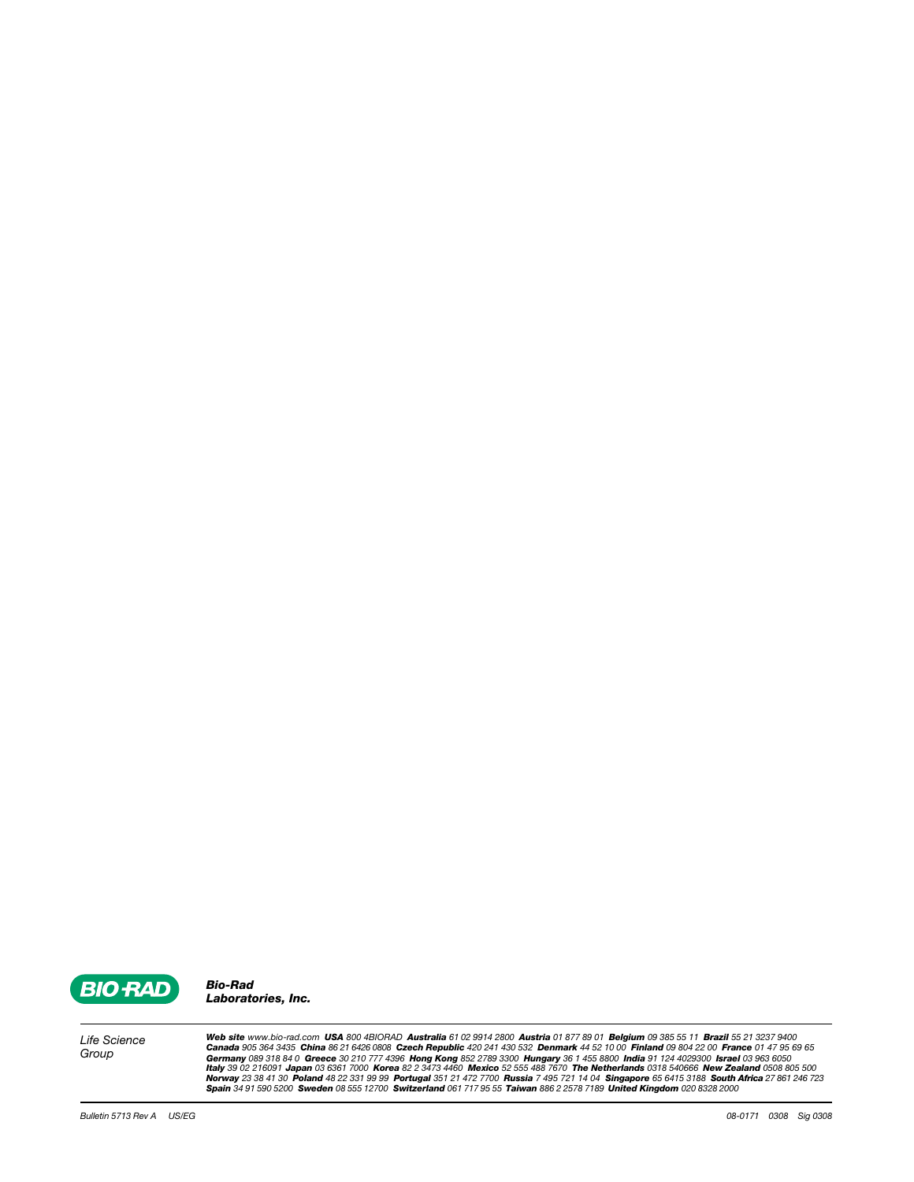BIO-RAD

***Bio-Rad Laboratories, Inc.***

*Life Science Group*

***Web site*** *www.bio-rad.com* ***USA*** *800 4BIORAD* ***Australia*** *61 02 9914 2800* ***Austria*** *01 877 89 01* ***Belgium*** *09 385 55 11* ***Brazil*** *55 21 3237 9400* ***Canada*** *905 364 3435* ***China*** *86 21 6426 0808* ***Czech Republic*** *420 241 430 532* ***Denmark*** *44 52 10 00* ***Finland*** *09 804 22 00* ***France*** *01 47 95 69 65* ***Germany*** *089 318 84 0* ***Greece*** *30 210 777 4396* ***Hong Kong*** *852 2789 3300* ***Hungary*** *36 1 455 8800* ***India*** *91 124 4029300* ***Israel*** *03 963 6050* ***Italy*** *39 02 216091* ***Japan*** *03 6361 7000* ***Korea*** *82 2 3473 4460* ***Mexico*** *52 555 488 7670* ***The Netherlands*** *0318 540666* ***New Zealand*** *0508 805 500* ***Norway*** *23 38 41 30* ***Poland*** *48 22 331 99 99* ***Portugal*** *351 21 472 7700* ***Russia*** *7 495 721 14 04* ***Singapore*** *65 6415 3188* ***South Africa*** *27 861 246 723* ***Spain*** *34 91 590 5200* ***Sweden*** *08 555 12700* ***Switzerland*** *061 717 95 55* ***Taiwan*** *886 2 2578 7189* ***United Kingdom*** *020 8328 2000*

*Bulletin 5713 Rev A US/EG*

*08-0171 0308 Sig 0308*